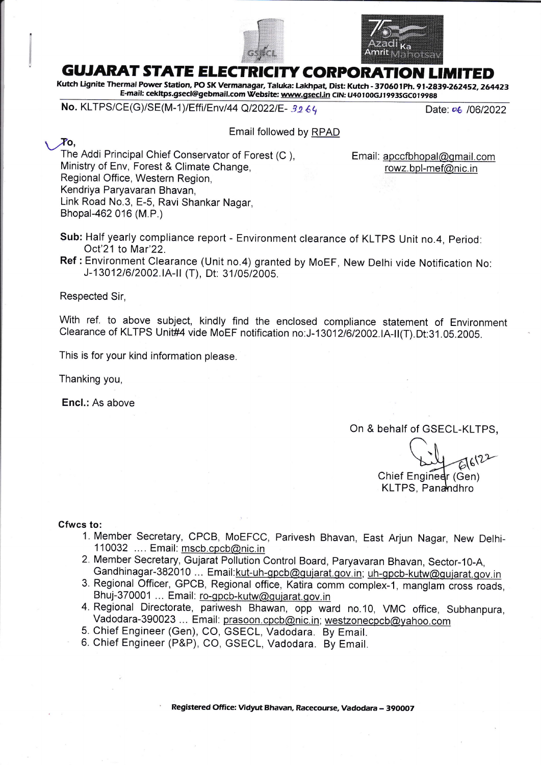# GUJARAT STATE ELECTRICITY CORPORATION LIMITED

**Kutch Lignite Thermal Power Station, PO SK Vermanagar, Taluka: Lakhpat, Dist: Kutch - 370601Ph. 91-2839-262452, 264423**
**E-mail: cekltps.gsecl@gebmail.com Website: www.gsecl.in CIN: U40100GJ1993SGC019988**

No. KLTPS/CE(G)/SE(M-1)/Effi/Env/44 Q/2022/E- 3264 — Date: 06 /06/2022

Email followed by RPAD

To,
The Addl Principal Chief Conservator of Forest (C ),
Ministry of Env, Forest & Climate Change,
Regional Office, Western Region,
Kendriya Paryavaran Bhavan,
Link Road No.3, E-5, Ravi Shankar Nagar,
Bhopal-462 016 (M.P.)

Email: apccfbhopal@gmail.com
rowz.bpl-mef@nic.in

**Sub:** Half yearly compliance report - Environment clearance of KLTPS Unit no.4, Period: Oct'21 to Mar'22.

**Ref :** Environment Clearance (Unit no.4) granted by MoEF, New Delhi vide Notification No: J-13012/6/2002.IA-II (T), Dt: 31/05/2005.

Respected Sir,

With ref. to above subject, kindly find the enclosed compliance statement of Environment Clearance of KLTPS Unit#4 vide MoEF notification no:J-13012/6/2002.IA-II(T).Dt:31.05.2005.

This is for your kind information please.

Thanking you,

**Encl.:** As above

On & behalf of GSECL-KLTPS,

6/6/22

Chief Engineer (Gen)
KLTPS, Panandhro

**Cfwcs to:**

1. Member Secretary, CPCB, MoEFCC, Parivesh Bhavan, East Arjun Nagar, New Delhi-110032 .... Email: mscb.cpcb@nic.in
2. Member Secretary, Gujarat Pollution Control Board, Paryavaran Bhavan, Sector-10-A, Gandhinagar-382010 ... Email:kut-uh-gpcb@gujarat.gov.in; uh-gpcb-kutw@gujarat.gov.in
3. Regional Officer, GPCB, Regional office, Katira comm complex-1, manglam cross roads, Bhuj-370001 ... Email: ro-gpcb-kutw@gujarat.gov.in
4. Regional Directorate, pariwesh Bhawan, opp ward no.10, VMC office, Subhanpura, Vadodara-390023 ... Email: prasoon.cpcb@nic.in; westzonecpcb@yahoo.com
5. Chief Engineer (Gen), CO, GSECL, Vadodara. By Email.
6. Chief Engineer (P&P), CO, GSECL, Vadodara. By Email.

**Registered Office: Vidyut Bhavan, Racecourse, Vadodara – 390007**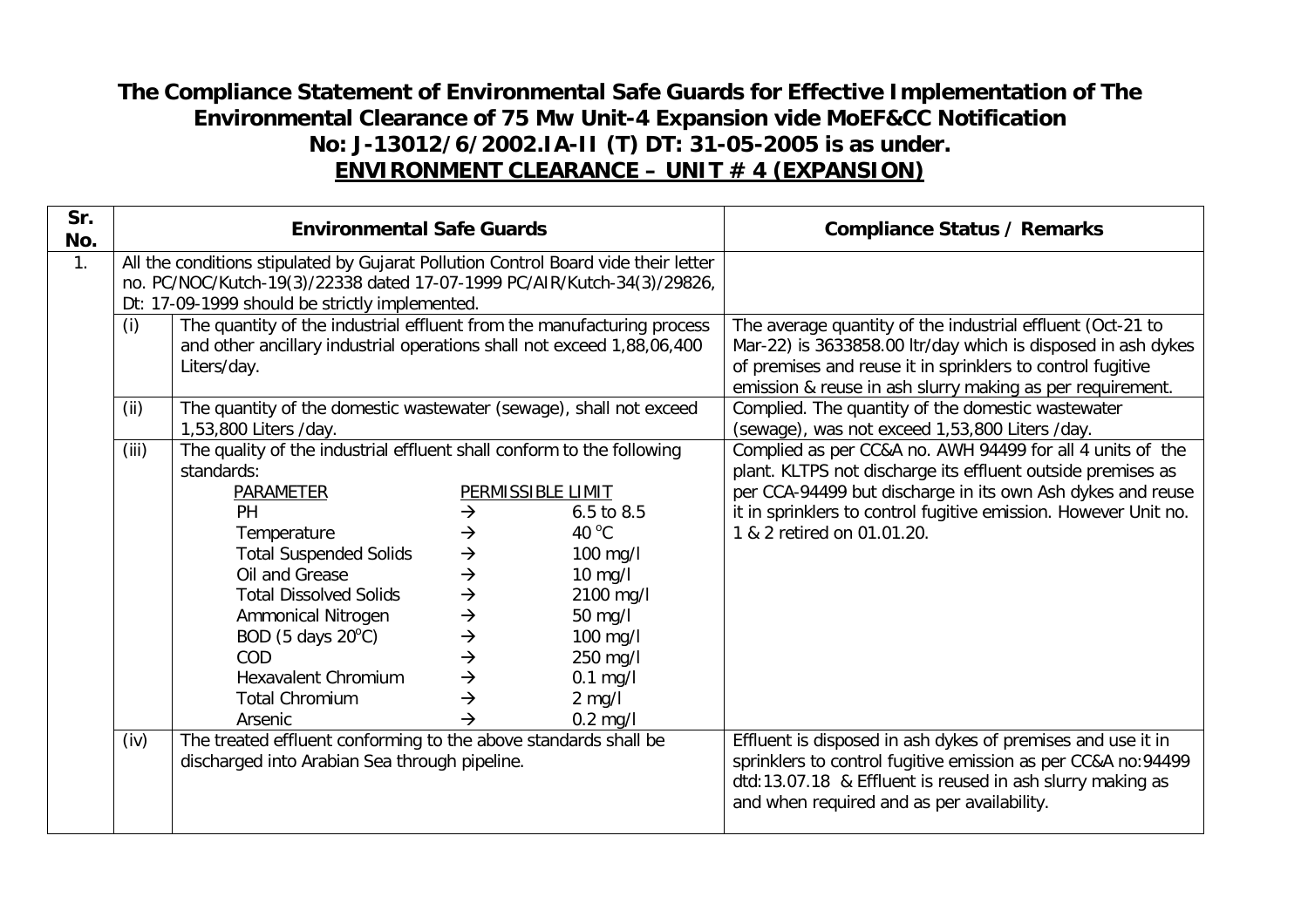# The Compliance Statement of Environmental Safe Guards for Effective Implementation of The Environmental Clearance of 75 Mw Unit-4 Expansion vide MoEF&CC Notification No: J-13012/6/2002.IA-II (T) DT: 31-05-2005 is as under.

## ENVIRONMENT CLEARANCE – UNIT # 4 (EXPANSION)

| Sr. No. | | Environmental Safe Guards | Compliance Status / Remarks |
|---|---|---|---|
| 1. | | All the conditions stipulated by Gujarat Pollution Control Board vide their letter no. PC/NOC/Kutch-19(3)/22338 dated 17-07-1999 PC/AIR/Kutch-34(3)/29826, Dt: 17-09-1999 should be strictly implemented. | |
| | (i) | The quantity of the industrial effluent from the manufacturing process and other ancillary industrial operations shall not exceed 1,88,06,400 Liters/day. | The average quantity of the industrial effluent (Oct-21 to Mar-22) is 3633858.00 ltr/day which is disposed in ash dykes of premises and reuse it in sprinklers to control fugitive emission & reuse in ash slurry making as per requirement. |
| | (ii) | The quantity of the domestic wastewater (sewage), shall not exceed 1,53,800 Liters /day. | Complied. The quantity of the domestic wastewater (sewage), was not exceed 1,53,800 Liters /day. |
| | (iii) | The quality of the industrial effluent shall conform to the following standards:<br>PARAMETER → PERMISSIBLE LIMIT<br>PH → 6.5 to 8.5<br>Temperature → 40 °C<br>Total Suspended Solids → 100 mg/l<br>Oil and Grease → 10 mg/l<br>Total Dissolved Solids → 2100 mg/l<br>Ammonical Nitrogen → 50 mg/l<br>BOD (5 days 20°C) → 100 mg/l<br>COD → 250 mg/l<br>Hexavalent Chromium → 0.1 mg/l<br>Total Chromium → 2 mg/l<br>Arsenic → 0.2 mg/l | Complied as per CC&A no. AWH 94499 for all 4 units of the plant. KLTPS not discharge its effluent outside premises as per CCA-94499 but discharge in its own Ash dykes and reuse it in sprinklers to control fugitive emission. However Unit no. 1 & 2 retired on 01.01.20. |
| | (iv) | The treated effluent conforming to the above standards shall be discharged into Arabian Sea through pipeline. | Effluent is disposed in ash dykes of premises and use it in sprinklers to control fugitive emission as per CC&A no:94499 dtd:13.07.18 & Effluent is reused in ash slurry making as and when required and as per availability. |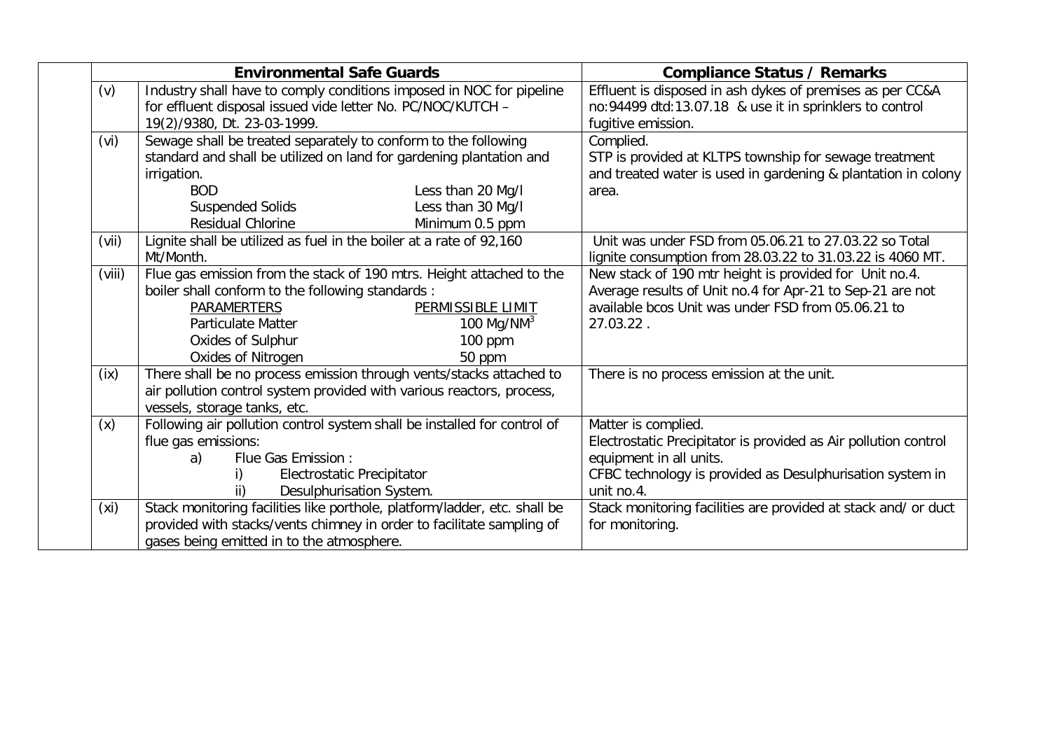| | Environmental Safe Guards | Compliance Status / Remarks |
|---|---|---|
| (v) | Industry shall have to comply conditions imposed in NOC for pipeline for effluent disposal issued vide letter No. PC/NOC/KUTCH – 19(2)/9380, Dt. 23-03-1999. | Effluent is disposed in ash dykes of premises as per CC&A no:94499 dtd:13.07.18 & use it in sprinklers to control fugitive emission. |
| (vi) | Sewage shall be treated separately to conform to the following standard and shall be utilized on land for gardening plantation and irrigation.<br>BOD — Less than 20 Mg/l<br>Suspended Solids — Less than 30 Mg/l<br>Residual Chlorine — Minimum 0.5 ppm | Complied.<br>STP is provided at KLTPS township for sewage treatment and treated water is used in gardening & plantation in colony area. |
| (vii) | Lignite shall be utilized as fuel in the boiler at a rate of 92,160 Mt/Month. | Unit was under FSD from 05.06.21 to 27.03.22 so Total lignite consumption from 28.03.22 to 31.03.22 is 4060 MT. |
| (viii) | Flue gas emission from the stack of 190 mtrs. Height attached to the boiler shall conform to the following standards :<br>PARAMERTERS — PERMISSIBLE LIMIT<br>Particulate Matter — 100 Mg/NM$^3$<br>Oxides of Sulphur — 100 ppm<br>Oxides of Nitrogen — 50 ppm | New stack of 190 mtr height is provided for Unit no.4.<br>Average results of Unit no.4 for Apr-21 to Sep-21 are not available bcos Unit was under FSD from 05.06.21 to 27.03.22 . |
| (ix) | There shall be no process emission through vents/stacks attached to air pollution control system provided with various reactors, process, vessels, storage tanks, etc. | There is no process emission at the unit. |
| (x) | Following air pollution control system shall be installed for control of flue gas emissions:<br>a) Flue Gas Emission :<br>i) Electrostatic Precipitator<br>ii) Desulphurisation System. | Matter is complied.<br>Electrostatic Precipitator is provided as Air pollution control equipment in all units.<br>CFBC technology is provided as Desulphurisation system in unit no.4. |
| (xi) | Stack monitoring facilities like porthole, platform/ladder, etc. shall be provided with stacks/vents chimney in order to facilitate sampling of gases being emitted in to the atmosphere. | Stack monitoring facilities are provided at stack and/ or duct for monitoring. |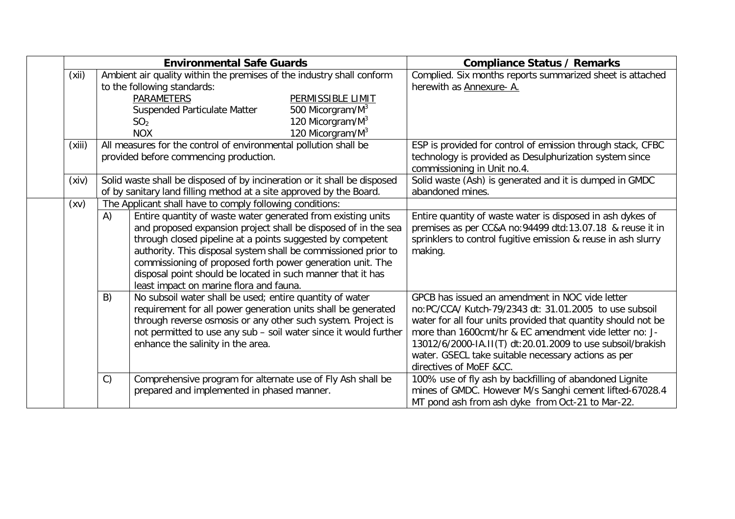| | Environmental Safe Guards | | Compliance Status / Remarks |
|---|---|---|---|
| (xii) | Ambient air quality within the premises of the industry shall conform to the following standards:<br>PARAMETERS — PERMISSIBLE LIMIT<br>Suspended Particulate Matter — 500 Micorgram/$M^3$<br>$SO_2$ — 120 Micorgram/$M^3$<br>NOX — 120 Micorgram/$M^3$ | | Complied. Six months reports summarized sheet is attached herewith as Annexure- A. |
| (xiii) | All measures for the control of environmental pollution shall be provided before commencing production. | | ESP is provided for control of emission through stack, CFBC technology is provided as Desulphurization system since commissioning in Unit no.4. |
| (xiv) | Solid waste shall be disposed of by incineration or it shall be disposed of by sanitary land filling method at a site approved by the Board. | | Solid waste (Ash) is generated and it is dumped in GMDC abandoned mines. |
| (xv) | The Applicant shall have to comply following conditions: | | |
| | A) | Entire quantity of waste water generated from existing units and proposed expansion project shall be disposed of in the sea through closed pipeline at a points suggested by competent authority. This disposal system shall be commissioned prior to commissioning of proposed forth power generation unit. The disposal point should be located in such manner that it has least impact on marine flora and fauna. | Entire quantity of waste water is disposed in ash dykes of premises as per CC&A no:94499 dtd:13.07.18 & reuse it in sprinklers to control fugitive emission & reuse in ash slurry making. |
| | B) | No subsoil water shall be used; entire quantity of water requirement for all power generation units shall be generated through reverse osmosis or any other such system. Project is not permitted to use any sub – soil water since it would further enhance the salinity in the area. | GPCB has issued an amendment in NOC vide letter no:PC/CCA/ Kutch-79/2343 dt: 31.01.2005 to use subsoil water for all four units provided that quantity should not be more than 1600cmt/hr & EC amendment vide letter no: J-13012/6/2000-IA.II(T) dt:20.01.2009 to use subsoil/brakish water. GSECL take suitable necessary actions as per directives of MoEF &CC. |
| | C) | Comprehensive program for alternate use of Fly Ash shall be prepared and implemented in phased manner. | 100% use of fly ash by backfilling of abandoned Lignite mines of GMDC. However M/s Sanghi cement lifted-67028.4 MT pond ash from ash dyke from Oct-21 to Mar-22. |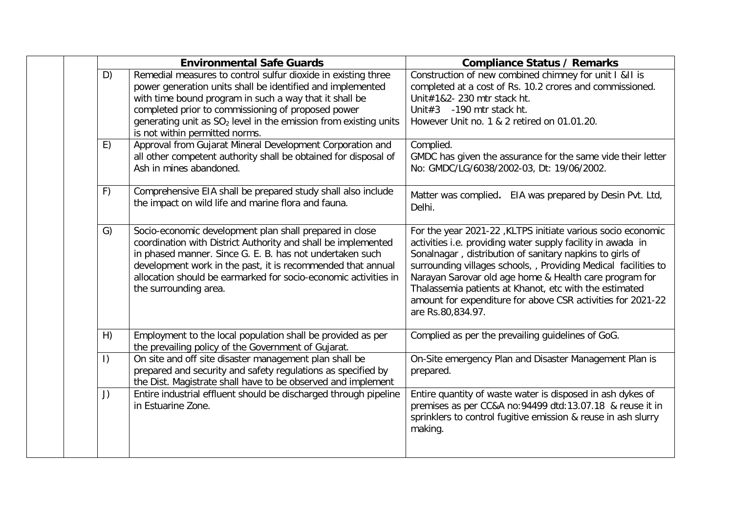|  |  |  | Environmental Safe Guards | Compliance Status / Remarks |
|---|---|---|---|---|
|  |  | D) | Remedial measures to control sulfur dioxide in existing three power generation units shall be identified and implemented with time bound program in such a way that it shall be completed prior to commissioning of proposed power generating unit as $SO_2$ level in the emission from existing units is not within permitted norms. | Construction of new combined chimney for unit I &II is completed at a cost of Rs. 10.2 crores and commissioned.<br>Unit#1&2- 230 mtr stack ht.<br>Unit#3 -190 mtr stack ht.<br>However Unit no. 1 & 2 retired on 01.01.20. |
|  |  | E) | Approval from Gujarat Mineral Development Corporation and all other competent authority shall be obtained for disposal of Ash in mines abandoned. | Complied.<br>GMDC has given the assurance for the same vide their letter No: GMDC/LG/6038/2002-03, Dt: 19/06/2002. |
|  |  | F) | Comprehensive EIA shall be prepared study shall also include the impact on wild life and marine flora and fauna. | Matter was complied. EIA was prepared by Desin Pvt. Ltd, Delhi. |
|  |  | G) | Socio-economic development plan shall prepared in close coordination with District Authority and shall be implemented in phased manner. Since G. E. B. has not undertaken such development work in the past, it is recommended that annual allocation should be earmarked for socio-economic activities in the surrounding area. | For the year 2021-22 ,KLTPS initiate various socio economic activities i.e. providing water supply facility in awada in Sonalnagar , distribution of sanitary napkins to girls of surrounding villages schools, , Providing Medical facilities to Narayan Sarovar old age home & Health care program for Thalassemia patients at Khanot, etc with the estimated amount for expenditure for above CSR activities for 2021-22 are Rs.80,834.97. |
|  |  | H) | Employment to the local population shall be provided as per the prevailing policy of the Government of Gujarat. | Complied as per the prevailing guidelines of GoG. |
|  |  | I) | On site and off site disaster management plan shall be prepared and security and safety regulations as specified by the Dist. Magistrate shall have to be observed and implement | On-Site emergency Plan and Disaster Management Plan is prepared. |
|  |  | J) | Entire industrial effluent should be discharged through pipeline in Estuarine Zone. | Entire quantity of waste water is disposed in ash dykes of premises as per CC&A no:94499 dtd:13.07.18 & reuse it in sprinklers to control fugitive emission & reuse in ash slurry making. |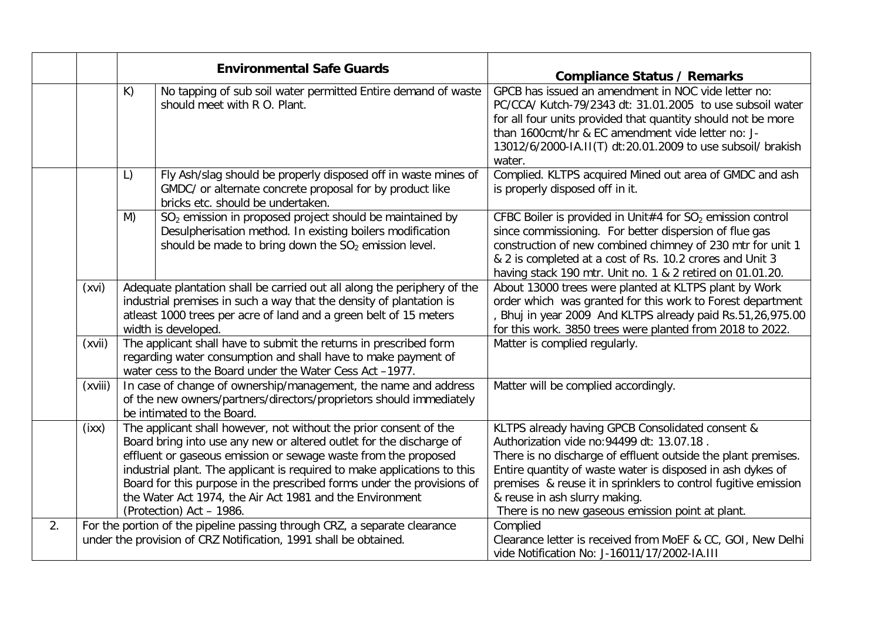|  |  | Environmental Safe Guards |  | Compliance Status / Remarks |
|---|---|---|---|---|
|  |  | K) | No tapping of sub soil water permitted Entire demand of waste should meet with R O. Plant. | GPCB has issued an amendment in NOC vide letter no: PC/CCA/ Kutch-79/2343 dt: 31.01.2005 to use subsoil water for all four units provided that quantity should not be more than 1600cmt/hr & EC amendment vide letter no: J-13012/6/2000-IA.II(T) dt:20.01.2009 to use subsoil/ brakish water. |
|  |  | L) | Fly Ash/slag should be properly disposed off in waste mines of GMDC/ or alternate concrete proposal for by product like bricks etc. should be undertaken. | Complied. KLTPS acquired Mined out area of GMDC and ash is properly disposed off in it. |
|  |  | M) | $SO_2$ emission in proposed project should be maintained by Desulpherisation method. In existing boilers modification should be made to bring down the $SO_2$ emission level. | CFBC Boiler is provided in Unit#4 for $SO_2$ emission control since commissioning. For better dispersion of flue gas construction of new combined chimney of 230 mtr for unit 1 & 2 is completed at a cost of Rs. 10.2 crores and Unit 3 having stack 190 mtr. Unit no. 1 & 2 retired on 01.01.20. |
|  | (xvi) | Adequate plantation shall be carried out all along the periphery of the industrial premises in such a way that the density of plantation is atleast 1000 trees per acre of land and a green belt of 15 meters width is developed. |  | About 13000 trees were planted at KLTPS plant by Work order which was granted for this work to Forest department , Bhuj in year 2009 And KLTPS already paid Rs.51,26,975.00 for this work. 3850 trees were planted from 2018 to 2022. |
|  | (xvii) | The applicant shall have to submit the returns in prescribed form regarding water consumption and shall have to make payment of water cess to the Board under the Water Cess Act –1977. |  | Matter is complied regularly. |
|  | (xviii) | In case of change of ownership/management, the name and address of the new owners/partners/directors/proprietors should immediately be intimated to the Board. |  | Matter will be complied accordingly. |
|  | (ixx) | The applicant shall however, not without the prior consent of the Board bring into use any new or altered outlet for the discharge of effluent or gaseous emission or sewage waste from the proposed industrial plant. The applicant is required to make applications to this Board for this purpose in the prescribed forms under the provisions of the Water Act 1974, the Air Act 1981 and the Environment (Protection) Act – 1986. |  | KLTPS already having GPCB Consolidated consent & Authorization vide no:94499 dt: 13.07.18 .<br>There is no discharge of effluent outside the plant premises. Entire quantity of waste water is disposed in ash dykes of premises & reuse it in sprinklers to control fugitive emission & reuse in ash slurry making.<br>There is no new gaseous emission point at plant. |
| 2. | For the portion of the pipeline passing through CRZ, a separate clearance under the provision of CRZ Notification, 1991 shall be obtained. |  |  | Complied<br>Clearance letter is received from MoEF & CC, GOI, New Delhi vide Notification No: J-16011/17/2002-IA.III |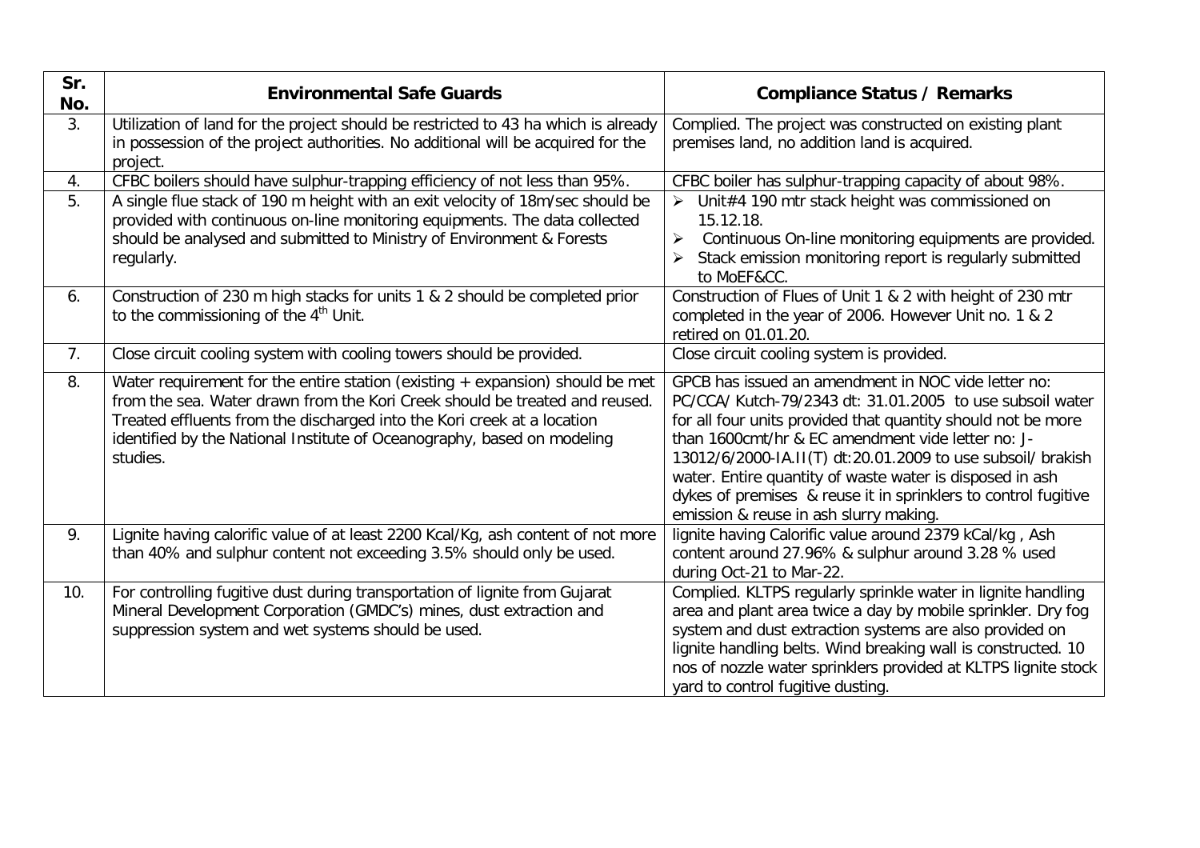| Sr. No. | Environmental Safe Guards | Compliance Status / Remarks |
| --- | --- | --- |
| 3. | Utilization of land for the project should be restricted to 43 ha which is already in possession of the project authorities. No additional will be acquired for the project. | Complied. The project was constructed on existing plant premises land, no addition land is acquired. |
| 4. | CFBC boilers should have sulphur-trapping efficiency of not less than 95%. | CFBC boiler has sulphur-trapping capacity of about 98%. |
| 5. | A single flue stack of 190 m height with an exit velocity of 18m/sec should be provided with continuous on-line monitoring equipments. The data collected should be analysed and submitted to Ministry of Environment & Forests regularly. | ➢ Unit#4 190 mtr stack height was commissioned on 15.12.18.<br>➢ Continuous On-line monitoring equipments are provided.<br>➢ Stack emission monitoring report is regularly submitted to MoEF&CC. |
| 6. | Construction of 230 m high stacks for units 1 & 2 should be completed prior to the commissioning of the 4th Unit. | Construction of Flues of Unit 1 & 2 with height of 230 mtr completed in the year of 2006. However Unit no. 1 & 2 retired on 01.01.20. |
| 7. | Close circuit cooling system with cooling towers should be provided. | Close circuit cooling system is provided. |
| 8. | Water requirement for the entire station (existing + expansion) should be met from the sea. Water drawn from the Kori Creek should be treated and reused. Treated effluents from the discharged into the Kori creek at a location identified by the National Institute of Oceanography, based on modeling studies. | GPCB has issued an amendment in NOC vide letter no: PC/CCA/ Kutch-79/2343 dt: 31.01.2005 to use subsoil water for all four units provided that quantity should not be more than 1600cmt/hr & EC amendment vide letter no: J-13012/6/2000-IA.II(T) dt:20.01.2009 to use subsoil/ brakish water. Entire quantity of waste water is disposed in ash dykes of premises & reuse it in sprinklers to control fugitive emission & reuse in ash slurry making. |
| 9. | Lignite having calorific value of at least 2200 Kcal/Kg, ash content of not more than 40% and sulphur content not exceeding 3.5% should only be used. | lignite having Calorific value around 2379 kCal/kg , Ash content around 27.96% & sulphur around 3.28 % used during Oct-21 to Mar-22. |
| 10. | For controlling fugitive dust during transportation of lignite from Gujarat Mineral Development Corporation (GMDC's) mines, dust extraction and suppression system and wet systems should be used. | Complied. KLTPS regularly sprinkle water in lignite handling area and plant area twice a day by mobile sprinkler. Dry fog system and dust extraction systems are also provided on lignite handling belts. Wind breaking wall is constructed. 10 nos of nozzle water sprinklers provided at KLTPS lignite stock yard to control fugitive dusting. |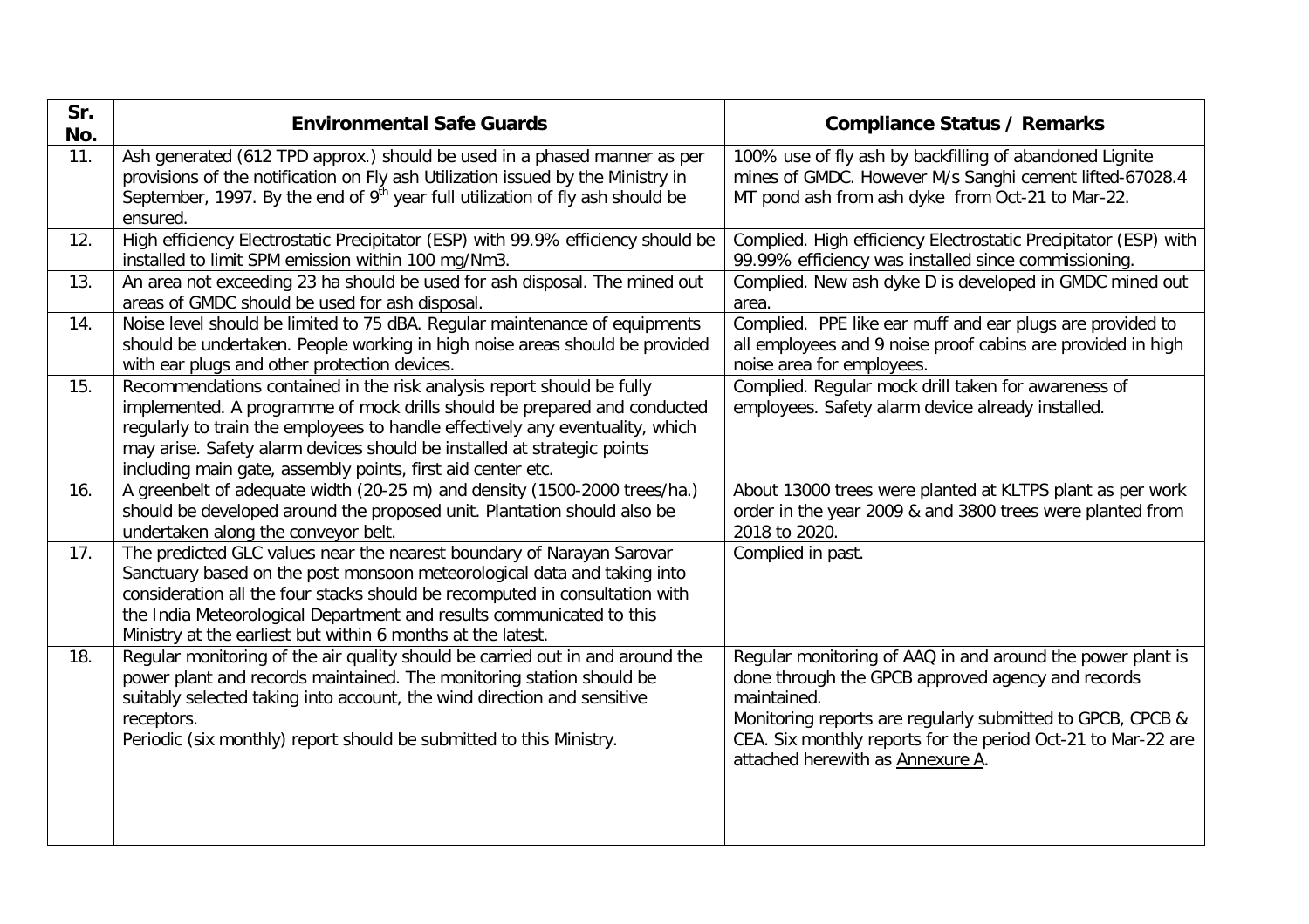| Sr. No. | Environmental Safe Guards | Compliance Status / Remarks |
|---|---|---|
| 11. | Ash generated (612 TPD approx.) should be used in a phased manner as per provisions of the notification on Fly ash Utilization issued by the Ministry in September, 1997. By the end of 9th year full utilization of fly ash should be ensured. | 100% use of fly ash by backfilling of abandoned Lignite mines of GMDC. However M/s Sanghi cement lifted-67028.4 MT pond ash from ash dyke from Oct-21 to Mar-22. |
| 12. | High efficiency Electrostatic Precipitator (ESP) with 99.9% efficiency should be installed to limit SPM emission within 100 mg/Nm3. | Complied. High efficiency Electrostatic Precipitator (ESP) with 99.99% efficiency was installed since commissioning. |
| 13. | An area not exceeding 23 ha should be used for ash disposal. The mined out areas of GMDC should be used for ash disposal. | Complied. New ash dyke D is developed in GMDC mined out area. |
| 14. | Noise level should be limited to 75 dBA. Regular maintenance of equipments should be undertaken. People working in high noise areas should be provided with ear plugs and other protection devices. | Complied. PPE like ear muff and ear plugs are provided to all employees and 9 noise proof cabins are provided in high noise area for employees. |
| 15. | Recommendations contained in the risk analysis report should be fully implemented. A programme of mock drills should be prepared and conducted regularly to train the employees to handle effectively any eventuality, which may arise. Safety alarm devices should be installed at strategic points including main gate, assembly points, first aid center etc. | Complied. Regular mock drill taken for awareness of employees. Safety alarm device already installed. |
| 16. | A greenbelt of adequate width (20-25 m) and density (1500-2000 trees/ha.) should be developed around the proposed unit. Plantation should also be undertaken along the conveyor belt. | About 13000 trees were planted at KLTPS plant as per work order in the year 2009 & and 3800 trees were planted from 2018 to 2020. |
| 17. | The predicted GLC values near the nearest boundary of Narayan Sarovar Sanctuary based on the post monsoon meteorological data and taking into consideration all the four stacks should be recomputed in consultation with the India Meteorological Department and results communicated to this Ministry at the earliest but within 6 months at the latest. | Complied in past. |
| 18. | Regular monitoring of the air quality should be carried out in and around the power plant and records maintained. The monitoring station should be suitably selected taking into account, the wind direction and sensitive receptors.<br>Periodic (six monthly) report should be submitted to this Ministry. | Regular monitoring of AAQ in and around the power plant is done through the GPCB approved agency and records maintained.<br>Monitoring reports are regularly submitted to GPCB, CPCB & CEA. Six monthly reports for the period Oct-21 to Mar-22 are attached herewith as Annexure A. |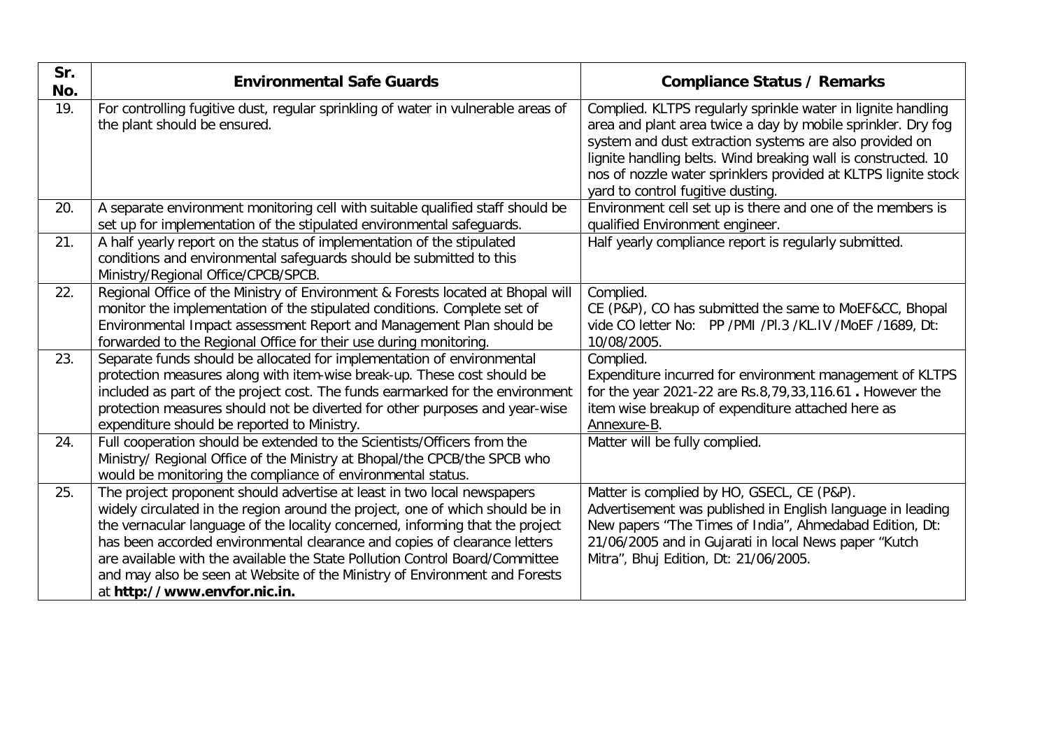| Sr. No. | Environmental Safe Guards | Compliance Status / Remarks |
|---|---|---|
| 19. | For controlling fugitive dust, regular sprinkling of water in vulnerable areas of the plant should be ensured. | Complied. KLTPS regularly sprinkle water in lignite handling area and plant area twice a day by mobile sprinkler. Dry fog system and dust extraction systems are also provided on lignite handling belts. Wind breaking wall is constructed. 10 nos of nozzle water sprinklers provided at KLTPS lignite stock yard to control fugitive dusting. |
| 20. | A separate environment monitoring cell with suitable qualified staff should be set up for implementation of the stipulated environmental safeguards. | Environment cell set up is there and one of the members is qualified Environment engineer. |
| 21. | A half yearly report on the status of implementation of the stipulated conditions and environmental safeguards should be submitted to this Ministry/Regional Office/CPCB/SPCB. | Half yearly compliance report is regularly submitted. |
| 22. | Regional Office of the Ministry of Environment & Forests located at Bhopal will monitor the implementation of the stipulated conditions. Complete set of Environmental Impact assessment Report and Management Plan should be forwarded to the Regional Office for their use during monitoring. | Complied.<br>CE (P&P), CO has submitted the same to MoEF&CC, Bhopal vide CO letter No: PP /PMI /Pl.3 /KL.IV /MoEF /1689, Dt: 10/08/2005. |
| 23. | Separate funds should be allocated for implementation of environmental protection measures along with item-wise break-up. These cost should be included as part of the project cost. The funds earmarked for the environment protection measures should not be diverted for other purposes and year-wise expenditure should be reported to Ministry. | Complied.<br>Expenditure incurred for environment management of KLTPS for the year 2021-22 are Rs.8,79,33,116.61 **.** However the item wise breakup of expenditure attached here as Annexure-B. |
| 24. | Full cooperation should be extended to the Scientists/Officers from the Ministry/ Regional Office of the Ministry at Bhopal/the CPCB/the SPCB who would be monitoring the compliance of environmental status. | Matter will be fully complied. |
| 25. | The project proponent should advertise at least in two local newspapers widely circulated in the region around the project, one of which should be in the vernacular language of the locality concerned, informing that the project has been accorded environmental clearance and copies of clearance letters are available with the available the State Pollution Control Board/Committee and may also be seen at Website of the Ministry of Environment and Forests at **http://www.envfor.nic.in.** | Matter is complied by HO, GSECL, CE (P&P).<br>Advertisement was published in English language in leading New papers "The Times of India", Ahmedabad Edition, Dt: 21/06/2005 and in Gujarati in local News paper "Kutch Mitra", Bhuj Edition, Dt: 21/06/2005. |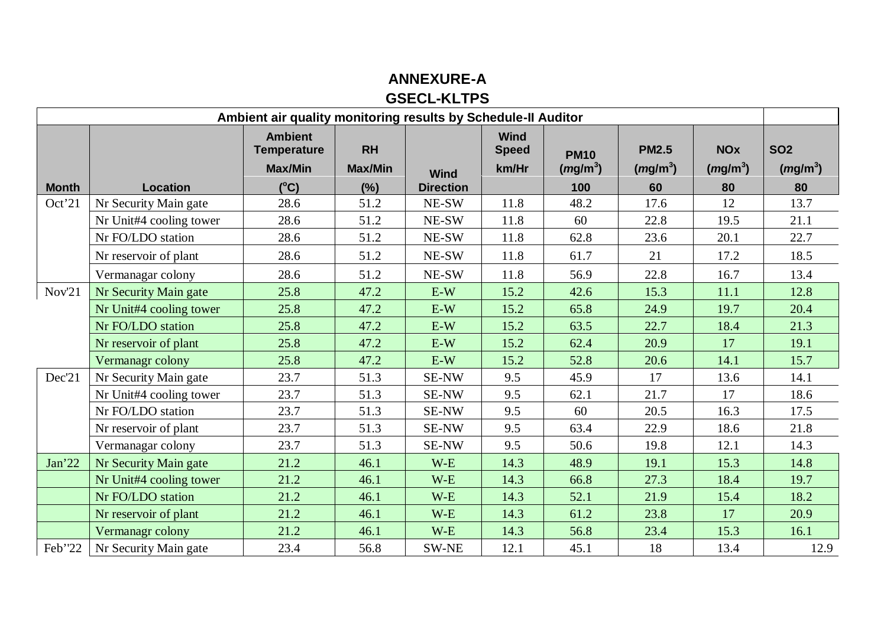# ANNEXURE-A

## GSECL-KLTPS

| Ambient air quality monitoring results by Schedule-II Auditor | | | | | | | | | |
|---|---|---|---|---|---|---|---|---|---|
| Month | Location | Ambient Temperature Max/Min ($^{o}C$) | RH Max/Min (%) | Wind Direction | Wind Speed km/Hr | PM10 ($mg/m^3$) 100 | PM2.5 ($mg/m^3$) 60 | NOx ($mg/m^3$) 80 | SO2 ($mg/m^3$) 80 |
| Oct'21 | Nr Security Main gate | 28.6 | 51.2 | NE-SW | 11.8 | 48.2 | 17.6 | 12 | 13.7 |
| | Nr Unit#4 cooling tower | 28.6 | 51.2 | NE-SW | 11.8 | 60 | 22.8 | 19.5 | 21.1 |
| | Nr FO/LDO station | 28.6 | 51.2 | NE-SW | 11.8 | 62.8 | 23.6 | 20.1 | 22.7 |
| | Nr reservoir of plant | 28.6 | 51.2 | NE-SW | 11.8 | 61.7 | 21 | 17.2 | 18.5 |
| | Vermanagar colony | 28.6 | 51.2 | NE-SW | 11.8 | 56.9 | 22.8 | 16.7 | 13.4 |
| Nov'21 | Nr Security Main gate | 25.8 | 47.2 | E-W | 15.2 | 42.6 | 15.3 | 11.1 | 12.8 |
| | Nr Unit#4 cooling tower | 25.8 | 47.2 | E-W | 15.2 | 65.8 | 24.9 | 19.7 | 20.4 |
| | Nr FO/LDO station | 25.8 | 47.2 | E-W | 15.2 | 63.5 | 22.7 | 18.4 | 21.3 |
| | Nr reservoir of plant | 25.8 | 47.2 | E-W | 15.2 | 62.4 | 20.9 | 17 | 19.1 |
| | Vermanagr colony | 25.8 | 47.2 | E-W | 15.2 | 52.8 | 20.6 | 14.1 | 15.7 |
| Dec'21 | Nr Security Main gate | 23.7 | 51.3 | SE-NW | 9.5 | 45.9 | 17 | 13.6 | 14.1 |
| | Nr Unit#4 cooling tower | 23.7 | 51.3 | SE-NW | 9.5 | 62.1 | 21.7 | 17 | 18.6 |
| | Nr FO/LDO station | 23.7 | 51.3 | SE-NW | 9.5 | 60 | 20.5 | 16.3 | 17.5 |
| | Nr reservoir of plant | 23.7 | 51.3 | SE-NW | 9.5 | 63.4 | 22.9 | 18.6 | 21.8 |
| | Vermanagar colony | 23.7 | 51.3 | SE-NW | 9.5 | 50.6 | 19.8 | 12.1 | 14.3 |
| Jan'22 | Nr Security Main gate | 21.2 | 46.1 | W-E | 14.3 | 48.9 | 19.1 | 15.3 | 14.8 |
| | Nr Unit#4 cooling tower | 21.2 | 46.1 | W-E | 14.3 | 66.8 | 27.3 | 18.4 | 19.7 |
| | Nr FO/LDO station | 21.2 | 46.1 | W-E | 14.3 | 52.1 | 21.9 | 15.4 | 18.2 |
| | Nr reservoir of plant | 21.2 | 46.1 | W-E | 14.3 | 61.2 | 23.8 | 17 | 20.9 |
| | Vermanagr colony | 21.2 | 46.1 | W-E | 14.3 | 56.8 | 23.4 | 15.3 | 16.1 |
| Feb''22 | Nr Security Main gate | 23.4 | 56.8 | SW-NE | 12.1 | 45.1 | 18 | 13.4 | 12.9 |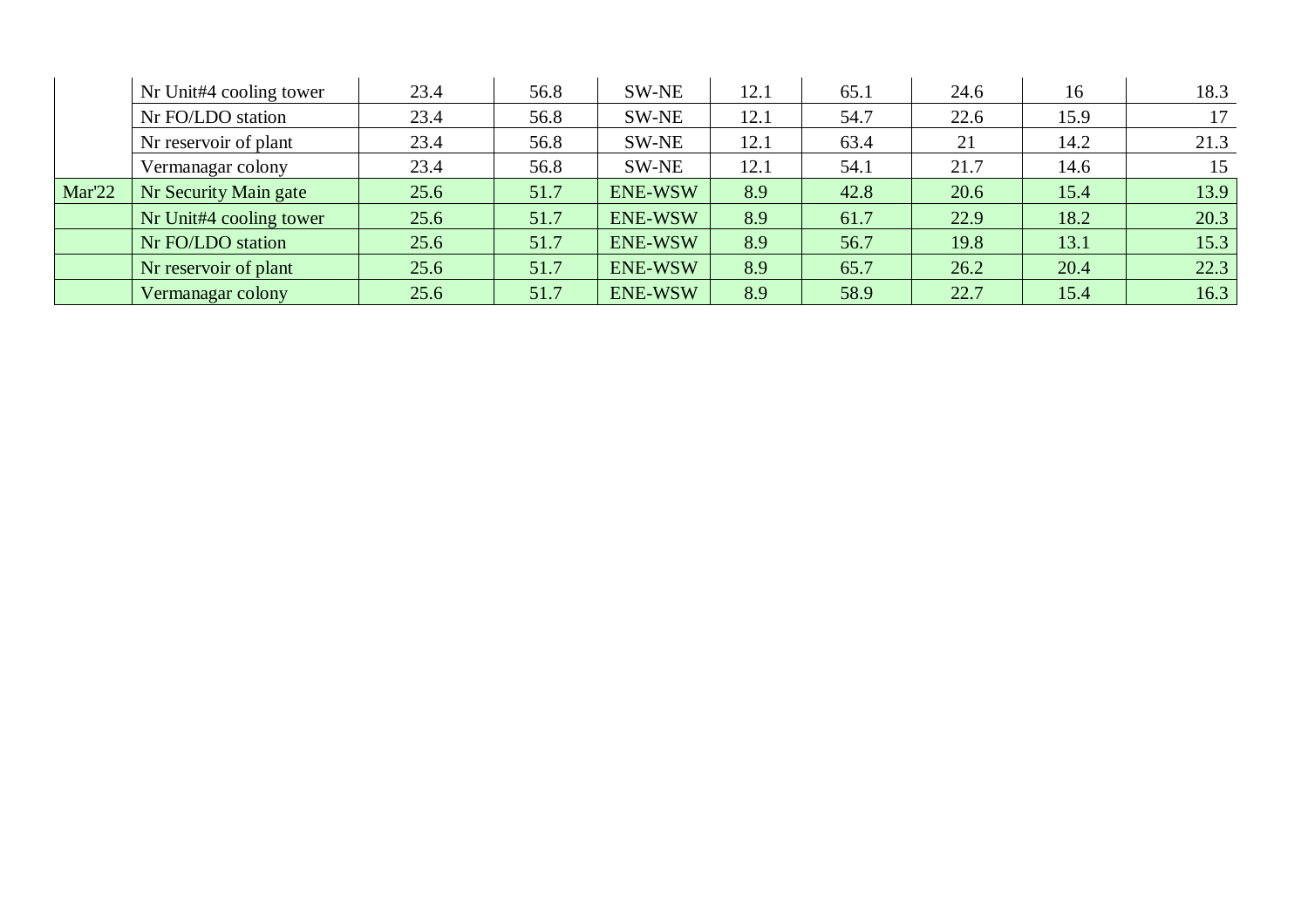| | | | | | | | | | |
|---|---|---|---|---|---|---|---|---|---|
| | Nr Unit#4 cooling tower | 23.4 | 56.8 | SW-NE | 12.1 | 65.1 | 24.6 | 16 | 18.3 |
| | Nr FO/LDO station | 23.4 | 56.8 | SW-NE | 12.1 | 54.7 | 22.6 | 15.9 | 17 |
| | Nr reservoir of plant | 23.4 | 56.8 | SW-NE | 12.1 | 63.4 | 21 | 14.2 | 21.3 |
| | Vermanagar colony | 23.4 | 56.8 | SW-NE | 12.1 | 54.1 | 21.7 | 14.6 | 15 |
| Mar'22 | Nr Security Main gate | 25.6 | 51.7 | ENE-WSW | 8.9 | 42.8 | 20.6 | 15.4 | 13.9 |
| | Nr Unit#4 cooling tower | 25.6 | 51.7 | ENE-WSW | 8.9 | 61.7 | 22.9 | 18.2 | 20.3 |
| | Nr FO/LDO station | 25.6 | 51.7 | ENE-WSW | 8.9 | 56.7 | 19.8 | 13.1 | 15.3 |
| | Nr reservoir of plant | 25.6 | 51.7 | ENE-WSW | 8.9 | 65.7 | 26.2 | 20.4 | 22.3 |
| | Vermanagar colony | 25.6 | 51.7 | ENE-WSW | 8.9 | 58.9 | 22.7 | 15.4 | 16.3 |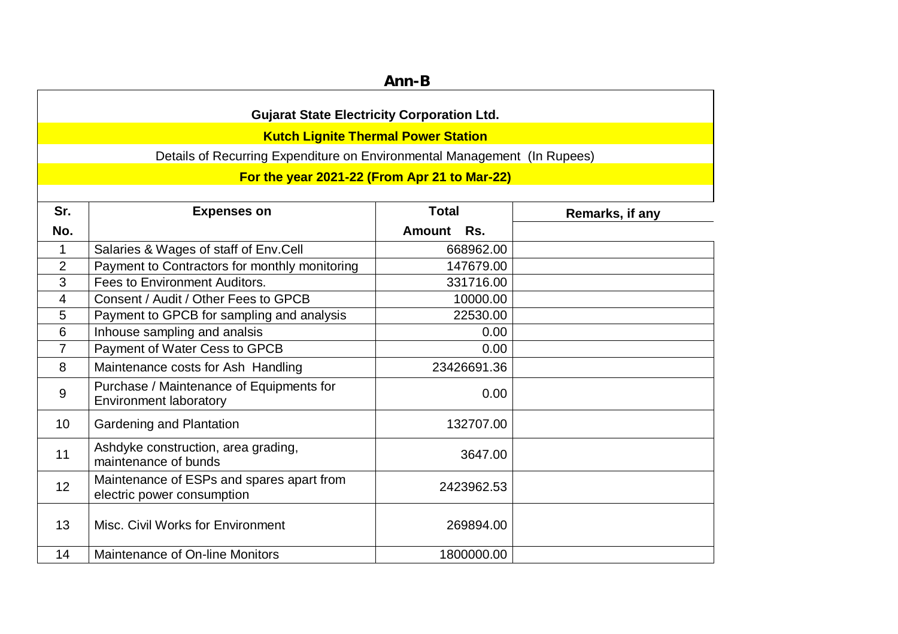## Ann-B

**Gujarat State Electricity Corporation Ltd.**

**Kutch Lignite Thermal Power Station**

Details of Recurring Expenditure on Environmental Management (In Rupees)

**For the year 2021-22 (From Apr 21 to Mar-22)**

| Sr. No. | Expenses on | Total Amount Rs. | Remarks, if any |
|---|---|---|---|
| 1 | Salaries & Wages of staff of Env.Cell | 668962.00 | |
| 2 | Payment to Contractors for monthly monitoring | 147679.00 | |
| 3 | Fees to Environment Auditors. | 331716.00 | |
| 4 | Consent / Audit / Other Fees to GPCB | 10000.00 | |
| 5 | Payment to GPCB for sampling and analysis | 22530.00 | |
| 6 | Inhouse sampling and analsis | 0.00 | |
| 7 | Payment of Water Cess to GPCB | 0.00 | |
| 8 | Maintenance costs for Ash Handling | 23426691.36 | |
| 9 | Purchase / Maintenance of Equipments for Environment laboratory | 0.00 | |
| 10 | Gardening and Plantation | 132707.00 | |
| 11 | Ashdyke construction, area grading, maintenance of bunds | 3647.00 | |
| 12 | Maintenance of ESPs and spares apart from electric power consumption | 2423962.53 | |
| 13 | Misc. Civil Works for Environment | 269894.00 | |
| 14 | Maintenance of On-line Monitors | 1800000.00 | |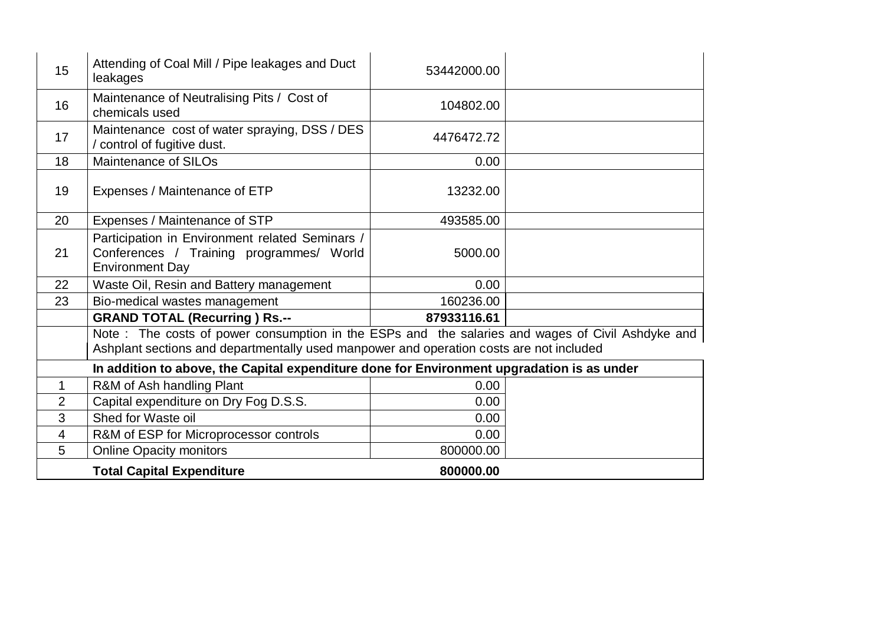| | | | |
|---|---|---|---|
| 15 | Attending of Coal Mill / Pipe leakages and Duct leakages | 53442000.00 | |
| 16 | Maintenance of Neutralising Pits / Cost of chemicals used | 104802.00 | |
| 17 | Maintenance cost of water spraying, DSS / DES / control of fugitive dust. | 4476472.72 | |
| 18 | Maintenance of SILOs | 0.00 | |
| 19 | Expenses / Maintenance of ETP | 13232.00 | |
| 20 | Expenses / Maintenance of STP | 493585.00 | |
| 21 | Participation in Environment related Seminars / Conferences / Training programmes/ World Environment Day | 5000.00 | |
| 22 | Waste Oil, Resin and Battery management | 0.00 | |
| 23 | Bio-medical wastes management | 160236.00 | |
| | **GRAND TOTAL (Recurring ) Rs.--** | **87933116.61** | |
| | Note : The costs of power consumption in the ESPs and the salaries and wages of Civil Ashdyke and Ashplant sections and departmentally used manpower and operation costs are not included | | |
| | **In addition to above, the Capital expenditure done for Environment upgradation is as under** | | |
| 1 | R&M of Ash handling Plant | 0.00 | |
| 2 | Capital expenditure on Dry Fog D.S.S. | 0.00 | |
| 3 | Shed for Waste oil | 0.00 | |
| 4 | R&M of ESP for Microprocessor controls | 0.00 | |
| 5 | Online Opacity monitors | 800000.00 | |
| | **Total Capital Expenditure** | **800000.00** | |